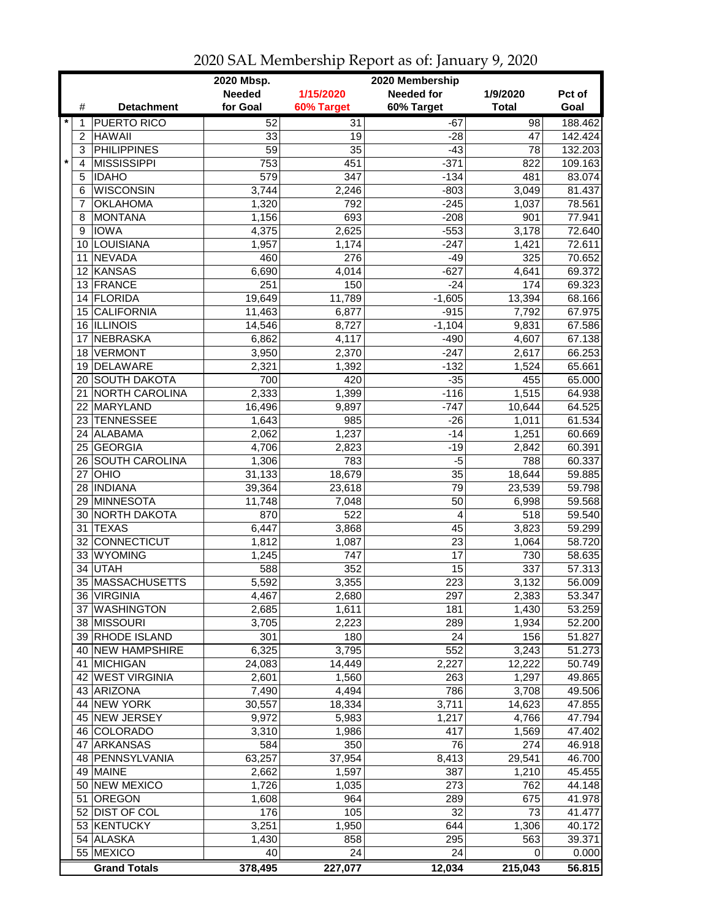# 2020 SAL Membership Report as of: January 9, 2020

| | # | Detachment | 2020 Mbsp. Needed for Goal | 1/15/2020 60% Target | 2020 Membership Needed for 60% Target | 1/9/2020 Total | Pct of Goal |
|---|---|---|---|---|---|---|---|
| * | 1 | PUERTO RICO | 52 | 31 | -67 | 98 | 188.462 |
| | 2 | HAWAII | 33 | 19 | -28 | 47 | 142.424 |
| | 3 | PHILIPPINES | 59 | 35 | -43 | 78 | 132.203 |
| * | 4 | MISSISSIPPI | 753 | 451 | -371 | 822 | 109.163 |
| | 5 | IDAHO | 579 | 347 | -134 | 481 | 83.074 |
| | 6 | WISCONSIN | 3,744 | 2,246 | -803 | 3,049 | 81.437 |
| | 7 | OKLAHOMA | 1,320 | 792 | -245 | 1,037 | 78.561 |
| | 8 | MONTANA | 1,156 | 693 | -208 | 901 | 77.941 |
| | 9 | IOWA | 4,375 | 2,625 | -553 | 3,178 | 72.640 |
| | 10 | LOUISIANA | 1,957 | 1,174 | -247 | 1,421 | 72.611 |
| | 11 | NEVADA | 460 | 276 | -49 | 325 | 70.652 |
| | 12 | KANSAS | 6,690 | 4,014 | -627 | 4,641 | 69.372 |
| | 13 | FRANCE | 251 | 150 | -24 | 174 | 69.323 |
| | 14 | FLORIDA | 19,649 | 11,789 | -1,605 | 13,394 | 68.166 |
| | 15 | CALIFORNIA | 11,463 | 6,877 | -915 | 7,792 | 67.975 |
| | 16 | ILLINOIS | 14,546 | 8,727 | -1,104 | 9,831 | 67.586 |
| | 17 | NEBRASKA | 6,862 | 4,117 | -490 | 4,607 | 67.138 |
| | 18 | VERMONT | 3,950 | 2,370 | -247 | 2,617 | 66.253 |
| | 19 | DELAWARE | 2,321 | 1,392 | -132 | 1,524 | 65.661 |
| | 20 | SOUTH DAKOTA | 700 | 420 | -35 | 455 | 65.000 |
| | 21 | NORTH CAROLINA | 2,333 | 1,399 | -116 | 1,515 | 64.938 |
| | 22 | MARYLAND | 16,496 | 9,897 | -747 | 10,644 | 64.525 |
| | 23 | TENNESSEE | 1,643 | 985 | -26 | 1,011 | 61.534 |
| | 24 | ALABAMA | 2,062 | 1,237 | -14 | 1,251 | 60.669 |
| | 25 | GEORGIA | 4,706 | 2,823 | -19 | 2,842 | 60.391 |
| | 26 | SOUTH CAROLINA | 1,306 | 783 | -5 | 788 | 60.337 |
| | 27 | OHIO | 31,133 | 18,679 | 35 | 18,644 | 59.885 |
| | 28 | INDIANA | 39,364 | 23,618 | 79 | 23,539 | 59.798 |
| | 29 | MINNESOTA | 11,748 | 7,048 | 50 | 6,998 | 59.568 |
| | 30 | NORTH DAKOTA | 870 | 522 | 4 | 518 | 59.540 |
| | 31 | TEXAS | 6,447 | 3,868 | 45 | 3,823 | 59.299 |
| | 32 | CONNECTICUT | 1,812 | 1,087 | 23 | 1,064 | 58.720 |
| | 33 | WYOMING | 1,245 | 747 | 17 | 730 | 58.635 |
| | 34 | UTAH | 588 | 352 | 15 | 337 | 57.313 |
| | 35 | MASSACHUSETTS | 5,592 | 3,355 | 223 | 3,132 | 56.009 |
| | 36 | VIRGINIA | 4,467 | 2,680 | 297 | 2,383 | 53.347 |
| | 37 | WASHINGTON | 2,685 | 1,611 | 181 | 1,430 | 53.259 |
| | 38 | MISSOURI | 3,705 | 2,223 | 289 | 1,934 | 52.200 |
| | 39 | RHODE ISLAND | 301 | 180 | 24 | 156 | 51.827 |
| | 40 | NEW HAMPSHIRE | 6,325 | 3,795 | 552 | 3,243 | 51.273 |
| | 41 | MICHIGAN | 24,083 | 14,449 | 2,227 | 12,222 | 50.749 |
| | 42 | WEST VIRGINIA | 2,601 | 1,560 | 263 | 1,297 | 49.865 |
| | 43 | ARIZONA | 7,490 | 4,494 | 786 | 3,708 | 49.506 |
| | 44 | NEW YORK | 30,557 | 18,334 | 3,711 | 14,623 | 47.855 |
| | 45 | NEW JERSEY | 9,972 | 5,983 | 1,217 | 4,766 | 47.794 |
| | 46 | COLORADO | 3,310 | 1,986 | 417 | 1,569 | 47.402 |
| | 47 | ARKANSAS | 584 | 350 | 76 | 274 | 46.918 |
| | 48 | PENNSYLVANIA | 63,257 | 37,954 | 8,413 | 29,541 | 46.700 |
| | 49 | MAINE | 2,662 | 1,597 | 387 | 1,210 | 45.455 |
| | 50 | NEW MEXICO | 1,726 | 1,035 | 273 | 762 | 44.148 |
| | 51 | OREGON | 1,608 | 964 | 289 | 675 | 41.978 |
| | 52 | DIST OF COL | 176 | 105 | 32 | 73 | 41.477 |
| | 53 | KENTUCKY | 3,251 | 1,950 | 644 | 1,306 | 40.172 |
| | 54 | ALASKA | 1,430 | 858 | 295 | 563 | 39.371 |
| | 55 | MEXICO | 40 | 24 | 24 | 0 | 0.000 |
| | | **Grand Totals** | **378,495** | **227,077** | **12,034** | **215,043** | **56.815** |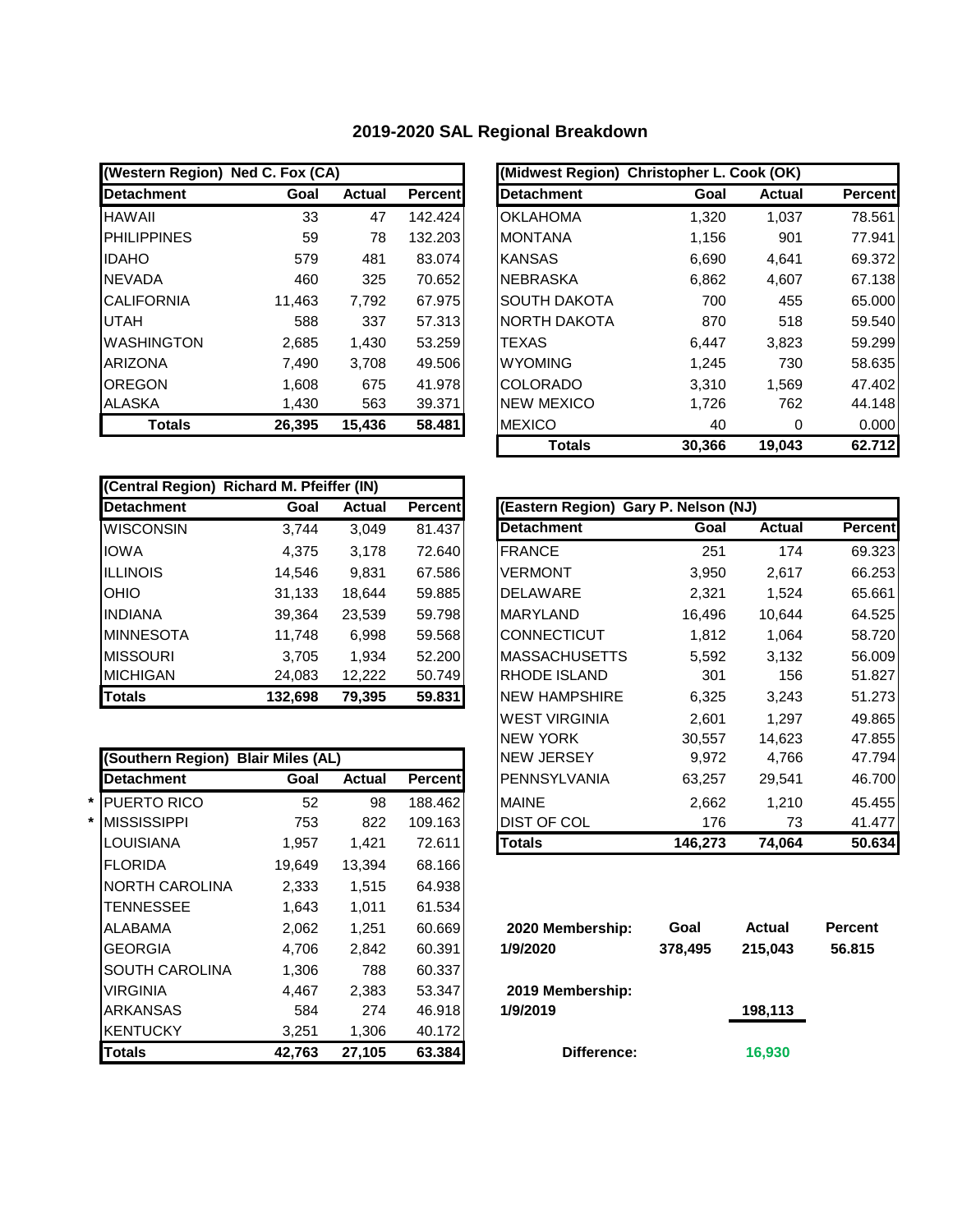# 2019-2020 SAL Regional Breakdown

| (Western Region) Ned C. Fox (CA) | | | |
|---|---|---|---|
| **Detachment** | **Goal** | **Actual** | **Percent** |
| HAWAII | 33 | 47 | 142.424 |
| PHILIPPINES | 59 | 78 | 132.203 |
| IDAHO | 579 | 481 | 83.074 |
| NEVADA | 460 | 325 | 70.652 |
| CALIFORNIA | 11,463 | 7,792 | 67.975 |
| UTAH | 588 | 337 | 57.313 |
| WASHINGTON | 2,685 | 1,430 | 53.259 |
| ARIZONA | 7,490 | 3,708 | 49.506 |
| OREGON | 1,608 | 675 | 41.978 |
| ALASKA | 1,430 | 563 | 39.371 |
| **Totals** | **26,395** | **15,436** | **58.481** |

| (Midwest Region) Christopher L. Cook (OK) | | | |
|---|---|---|---|
| **Detachment** | **Goal** | **Actual** | **Percent** |
| OKLAHOMA | 1,320 | 1,037 | 78.561 |
| MONTANA | 1,156 | 901 | 77.941 |
| KANSAS | 6,690 | 4,641 | 69.372 |
| NEBRASKA | 6,862 | 4,607 | 67.138 |
| SOUTH DAKOTA | 700 | 455 | 65.000 |
| NORTH DAKOTA | 870 | 518 | 59.540 |
| TEXAS | 6,447 | 3,823 | 59.299 |
| WYOMING | 1,245 | 730 | 58.635 |
| COLORADO | 3,310 | 1,569 | 47.402 |
| NEW MEXICO | 1,726 | 762 | 44.148 |
| MEXICO | 40 | 0 | 0.000 |
| **Totals** | **30,366** | **19,043** | **62.712** |

| (Central Region) Richard M. Pfeiffer (IN) | | | |
|---|---|---|---|
| **Detachment** | **Goal** | **Actual** | **Percent** |
| WISCONSIN | 3,744 | 3,049 | 81.437 |
| IOWA | 4,375 | 3,178 | 72.640 |
| ILLINOIS | 14,546 | 9,831 | 67.586 |
| OHIO | 31,133 | 18,644 | 59.885 |
| INDIANA | 39,364 | 23,539 | 59.798 |
| MINNESOTA | 11,748 | 6,998 | 59.568 |
| MISSOURI | 3,705 | 1,934 | 52.200 |
| MICHIGAN | 24,083 | 12,222 | 50.749 |
| **Totals** | **132,698** | **79,395** | **59.831** |

| (Eastern Region) Gary P. Nelson (NJ) | | | |
|---|---|---|---|
| **Detachment** | **Goal** | **Actual** | **Percent** |
| FRANCE | 251 | 174 | 69.323 |
| VERMONT | 3,950 | 2,617 | 66.253 |
| DELAWARE | 2,321 | 1,524 | 65.661 |
| MARYLAND | 16,496 | 10,644 | 64.525 |
| CONNECTICUT | 1,812 | 1,064 | 58.720 |
| MASSACHUSETTS | 5,592 | 3,132 | 56.009 |
| RHODE ISLAND | 301 | 156 | 51.827 |
| NEW HAMPSHIRE | 6,325 | 3,243 | 51.273 |
| WEST VIRGINIA | 2,601 | 1,297 | 49.865 |
| NEW YORK | 30,557 | 14,623 | 47.855 |
| NEW JERSEY | 9,972 | 4,766 | 47.794 |
| PENNSYLVANIA | 63,257 | 29,541 | 46.700 |
| MAINE | 2,662 | 1,210 | 45.455 |
| DIST OF COL | 176 | 73 | 41.477 |
| **Totals** | **146,273** | **74,064** | **50.634** |

| (Southern Region) Blair Miles (AL) | | | |
|---|---|---|---|
| **Detachment** | **Goal** | **Actual** | **Percent** |
| * PUERTO RICO | 52 | 98 | 188.462 |
| * MISSISSIPPI | 753 | 822 | 109.163 |
| LOUISIANA | 1,957 | 1,421 | 72.611 |
| FLORIDA | 19,649 | 13,394 | 68.166 |
| NORTH CAROLINA | 2,333 | 1,515 | 64.938 |
| TENNESSEE | 1,643 | 1,011 | 61.534 |
| ALABAMA | 2,062 | 1,251 | 60.669 |
| GEORGIA | 4,706 | 2,842 | 60.391 |
| SOUTH CAROLINA | 1,306 | 788 | 60.337 |
| VIRGINIA | 4,467 | 2,383 | 53.347 |
| ARKANSAS | 584 | 274 | 46.918 |
| KENTUCKY | 3,251 | 1,306 | 40.172 |
| **Totals** | **42,763** | **27,105** | **63.384** |

| **2020 Membership:** | **Goal** | **Actual** | **Percent** |
|---|---|---|---|
| **1/9/2020** | **378,495** | **215,043** | **56.815** |
| **2019 Membership:** | | | |
| **1/9/2019** | | **198,113** | |
| **Difference:** | | **16,930** | |